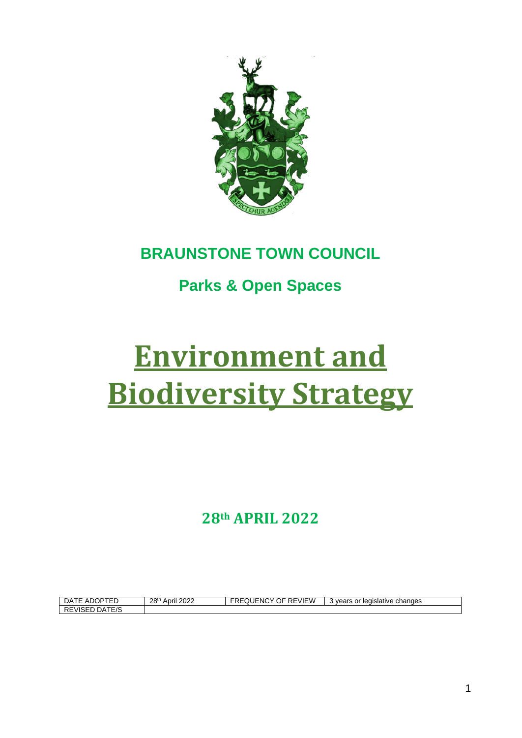# BRAUNSTONE TOWN COUNCIL

## Parks & Open Spaces

# Environment and Biodiversity Strategy

**28th APRIL 2022**

| DATE ADOPTED | 28th April 2022 | FREQUENCY OF REVIEW | 3 years or legislative changes |
| --- | --- | --- | --- |
| REVISED DATE/S | | | |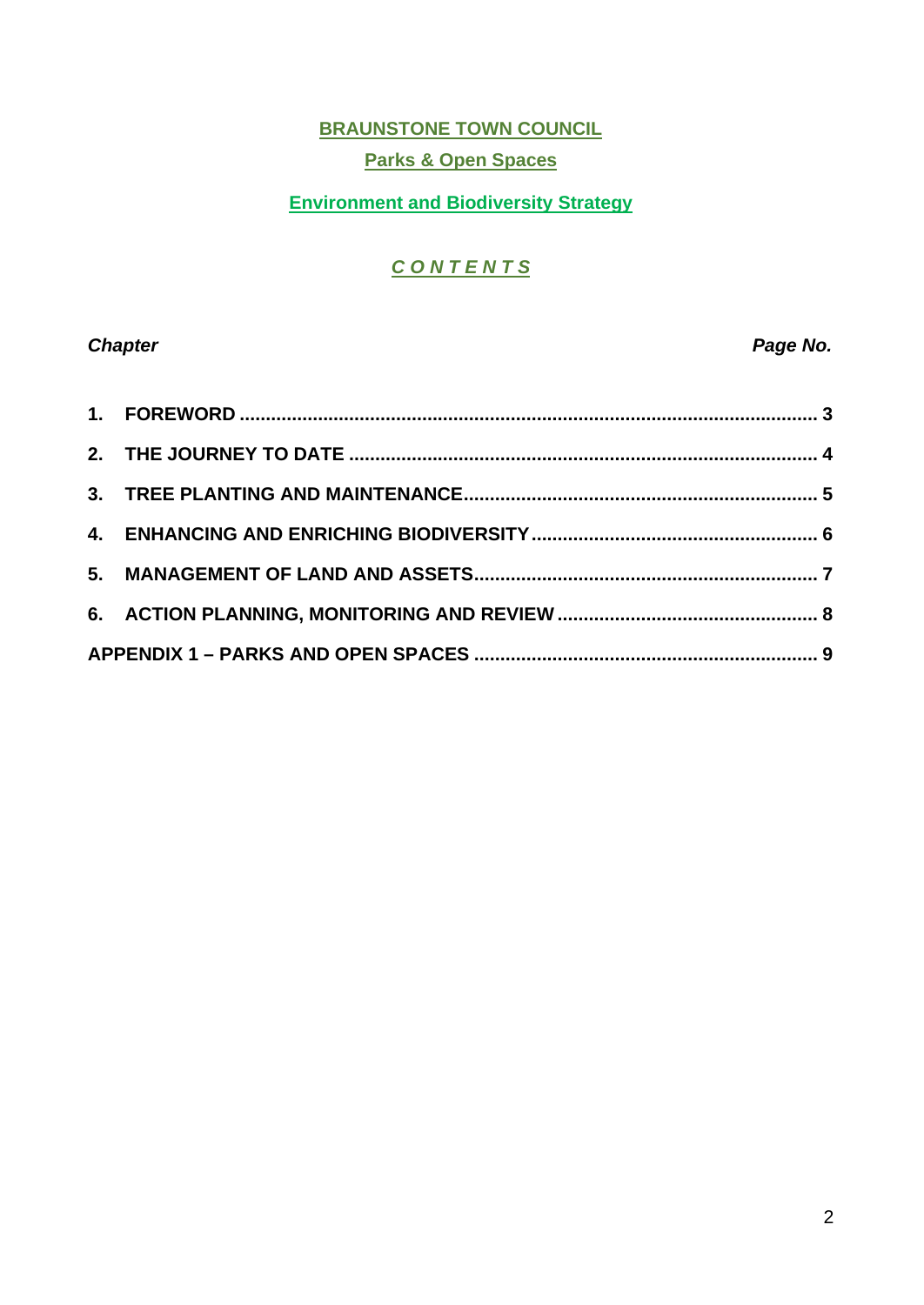# BRAUNSTONE TOWN COUNCIL

## Parks & Open Spaces

## Environment and Biodiversity Strategy

### *C O N T E N T S*

| *Chapter* | *Page No.* |
|---|---|
| **1. FOREWORD** | **3** |
| **2. THE JOURNEY TO DATE** | **4** |
| **3. TREE PLANTING AND MAINTENANCE** | **5** |
| **4. ENHANCING AND ENRICHING BIODIVERSITY** | **6** |
| **5. MANAGEMENT OF LAND AND ASSETS** | **7** |
| **6. ACTION PLANNING, MONITORING AND REVIEW** | **8** |
| **APPENDIX 1 – PARKS AND OPEN SPACES** | **9** |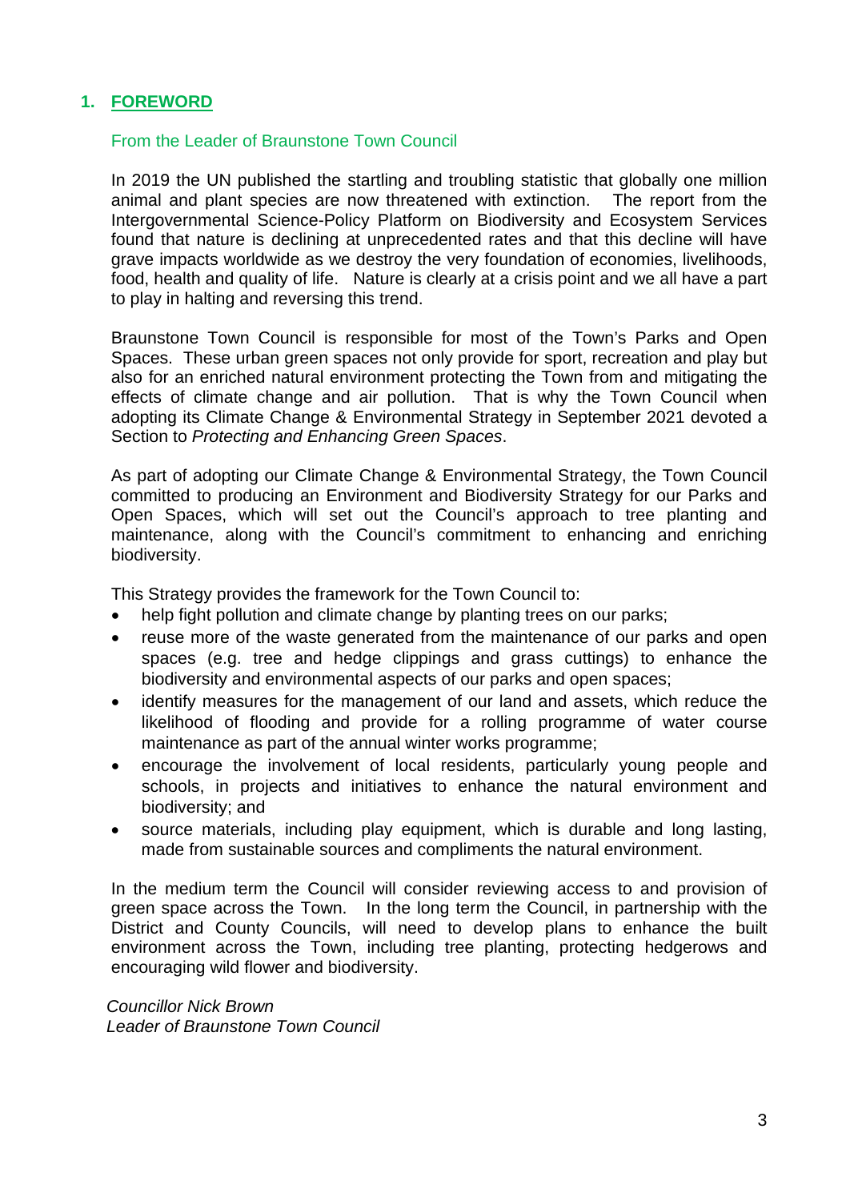## 1. FOREWORD

### From the Leader of Braunstone Town Council

In 2019 the UN published the startling and troubling statistic that globally one million animal and plant species are now threatened with extinction. The report from the Intergovernmental Science-Policy Platform on Biodiversity and Ecosystem Services found that nature is declining at unprecedented rates and that this decline will have grave impacts worldwide as we destroy the very foundation of economies, livelihoods, food, health and quality of life. Nature is clearly at a crisis point and we all have a part to play in halting and reversing this trend.

Braunstone Town Council is responsible for most of the Town's Parks and Open Spaces. These urban green spaces not only provide for sport, recreation and play but also for an enriched natural environment protecting the Town from and mitigating the effects of climate change and air pollution. That is why the Town Council when adopting its Climate Change & Environmental Strategy in September 2021 devoted a Section to *Protecting and Enhancing Green Spaces*.

As part of adopting our Climate Change & Environmental Strategy, the Town Council committed to producing an Environment and Biodiversity Strategy for our Parks and Open Spaces, which will set out the Council's approach to tree planting and maintenance, along with the Council's commitment to enhancing and enriching biodiversity.

This Strategy provides the framework for the Town Council to:

- help fight pollution and climate change by planting trees on our parks;
- reuse more of the waste generated from the maintenance of our parks and open spaces (e.g. tree and hedge clippings and grass cuttings) to enhance the biodiversity and environmental aspects of our parks and open spaces;
- identify measures for the management of our land and assets, which reduce the likelihood of flooding and provide for a rolling programme of water course maintenance as part of the annual winter works programme;
- encourage the involvement of local residents, particularly young people and schools, in projects and initiatives to enhance the natural environment and biodiversity; and
- source materials, including play equipment, which is durable and long lasting, made from sustainable sources and compliments the natural environment.

In the medium term the Council will consider reviewing access to and provision of green space across the Town. In the long term the Council, in partnership with the District and County Councils, will need to develop plans to enhance the built environment across the Town, including tree planting, protecting hedgerows and encouraging wild flower and biodiversity.

*Councillor Nick Brown*
*Leader of Braunstone Town Council*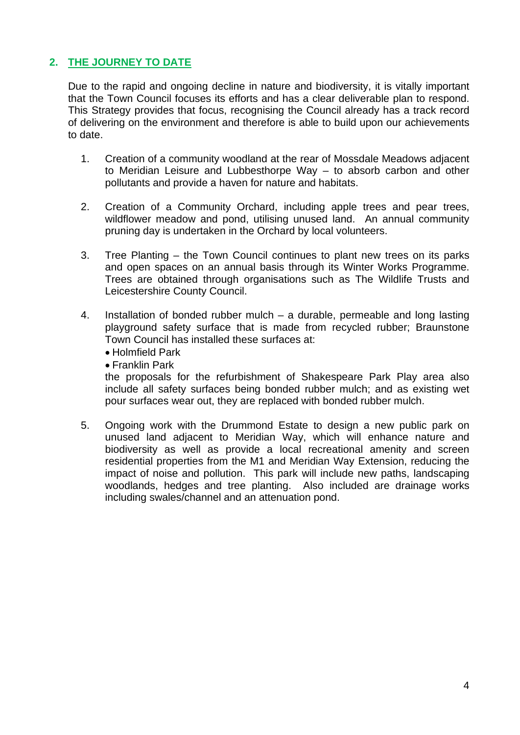## 2. THE JOURNEY TO DATE

Due to the rapid and ongoing decline in nature and biodiversity, it is vitally important that the Town Council focuses its efforts and has a clear deliverable plan to respond. This Strategy provides that focus, recognising the Council already has a track record of delivering on the environment and therefore is able to build upon our achievements to date.

1. Creation of a community woodland at the rear of Mossdale Meadows adjacent to Meridian Leisure and Lubbesthorpe Way – to absorb carbon and other pollutants and provide a haven for nature and habitats.

2. Creation of a Community Orchard, including apple trees and pear trees, wildflower meadow and pond, utilising unused land. An annual community pruning day is undertaken in the Orchard by local volunteers.

3. Tree Planting – the Town Council continues to plant new trees on its parks and open spaces on an annual basis through its Winter Works Programme. Trees are obtained through organisations such as The Wildlife Trusts and Leicestershire County Council.

4. Installation of bonded rubber mulch – a durable, permeable and long lasting playground safety surface that is made from recycled rubber; Braunstone Town Council has installed these surfaces at:
   - Holmfield Park
   - Franklin Park

   the proposals for the refurbishment of Shakespeare Park Play area also include all safety surfaces being bonded rubber mulch; and as existing wet pour surfaces wear out, they are replaced with bonded rubber mulch.

5. Ongoing work with the Drummond Estate to design a new public park on unused land adjacent to Meridian Way, which will enhance nature and biodiversity as well as provide a local recreational amenity and screen residential properties from the M1 and Meridian Way Extension, reducing the impact of noise and pollution. This park will include new paths, landscaping woodlands, hedges and tree planting. Also included are drainage works including swales/channel and an attenuation pond.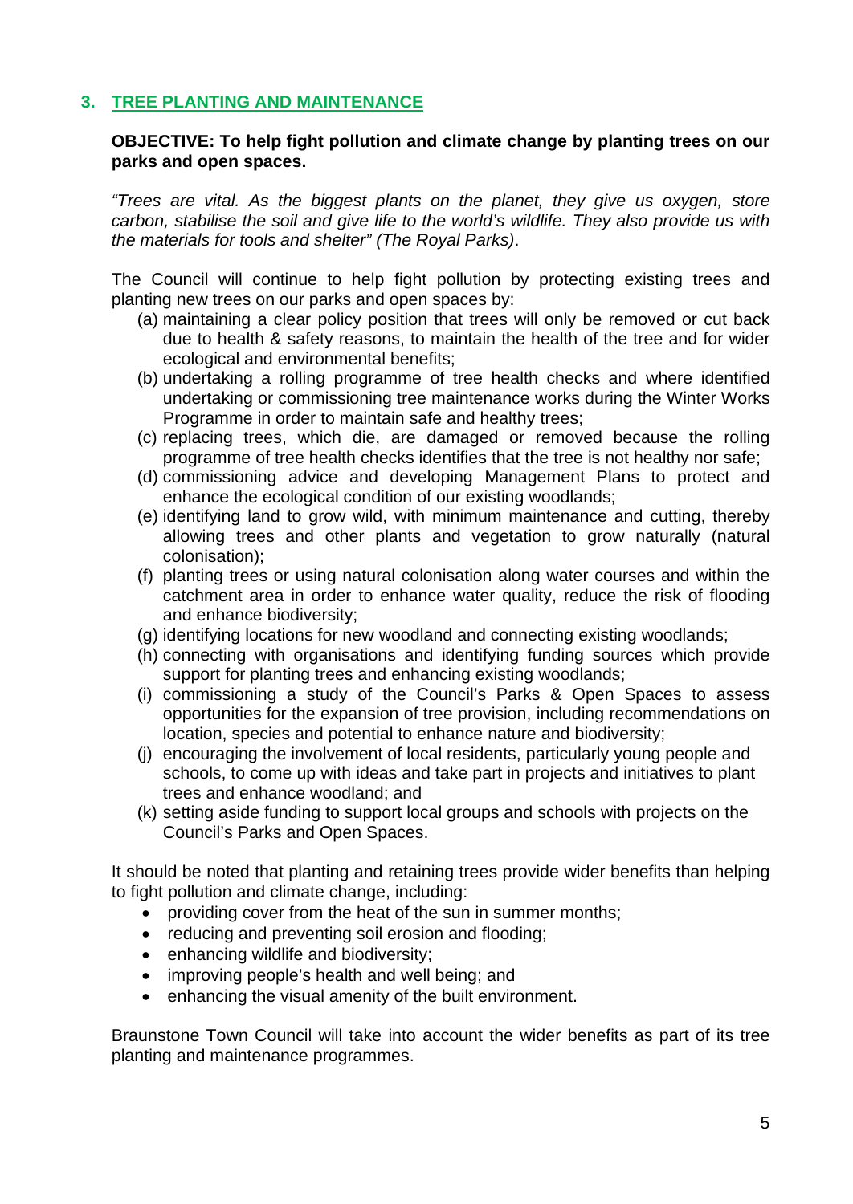## 3. TREE PLANTING AND MAINTENANCE

**OBJECTIVE: To help fight pollution and climate change by planting trees on our parks and open spaces.**

*"Trees are vital. As the biggest plants on the planet, they give us oxygen, store carbon, stabilise the soil and give life to the world's wildlife. They also provide us with the materials for tools and shelter" (The Royal Parks)*.

The Council will continue to help fight pollution by protecting existing trees and planting new trees on our parks and open spaces by:

(a) maintaining a clear policy position that trees will only be removed or cut back due to health & safety reasons, to maintain the health of the tree and for wider ecological and environmental benefits;
(b) undertaking a rolling programme of tree health checks and where identified undertaking or commissioning tree maintenance works during the Winter Works Programme in order to maintain safe and healthy trees;
(c) replacing trees, which die, are damaged or removed because the rolling programme of tree health checks identifies that the tree is not healthy nor safe;
(d) commissioning advice and developing Management Plans to protect and enhance the ecological condition of our existing woodlands;
(e) identifying land to grow wild, with minimum maintenance and cutting, thereby allowing trees and other plants and vegetation to grow naturally (natural colonisation);
(f) planting trees or using natural colonisation along water courses and within the catchment area in order to enhance water quality, reduce the risk of flooding and enhance biodiversity;
(g) identifying locations for new woodland and connecting existing woodlands;
(h) connecting with organisations and identifying funding sources which provide support for planting trees and enhancing existing woodlands;
(i) commissioning a study of the Council's Parks & Open Spaces to assess opportunities for the expansion of tree provision, including recommendations on location, species and potential to enhance nature and biodiversity;
(j) encouraging the involvement of local residents, particularly young people and schools, to come up with ideas and take part in projects and initiatives to plant trees and enhance woodland; and
(k) setting aside funding to support local groups and schools with projects on the Council's Parks and Open Spaces.

It should be noted that planting and retaining trees provide wider benefits than helping to fight pollution and climate change, including:

- providing cover from the heat of the sun in summer months;
- reducing and preventing soil erosion and flooding;
- enhancing wildlife and biodiversity;
- improving people's health and well being; and
- enhancing the visual amenity of the built environment.

Braunstone Town Council will take into account the wider benefits as part of its tree planting and maintenance programmes.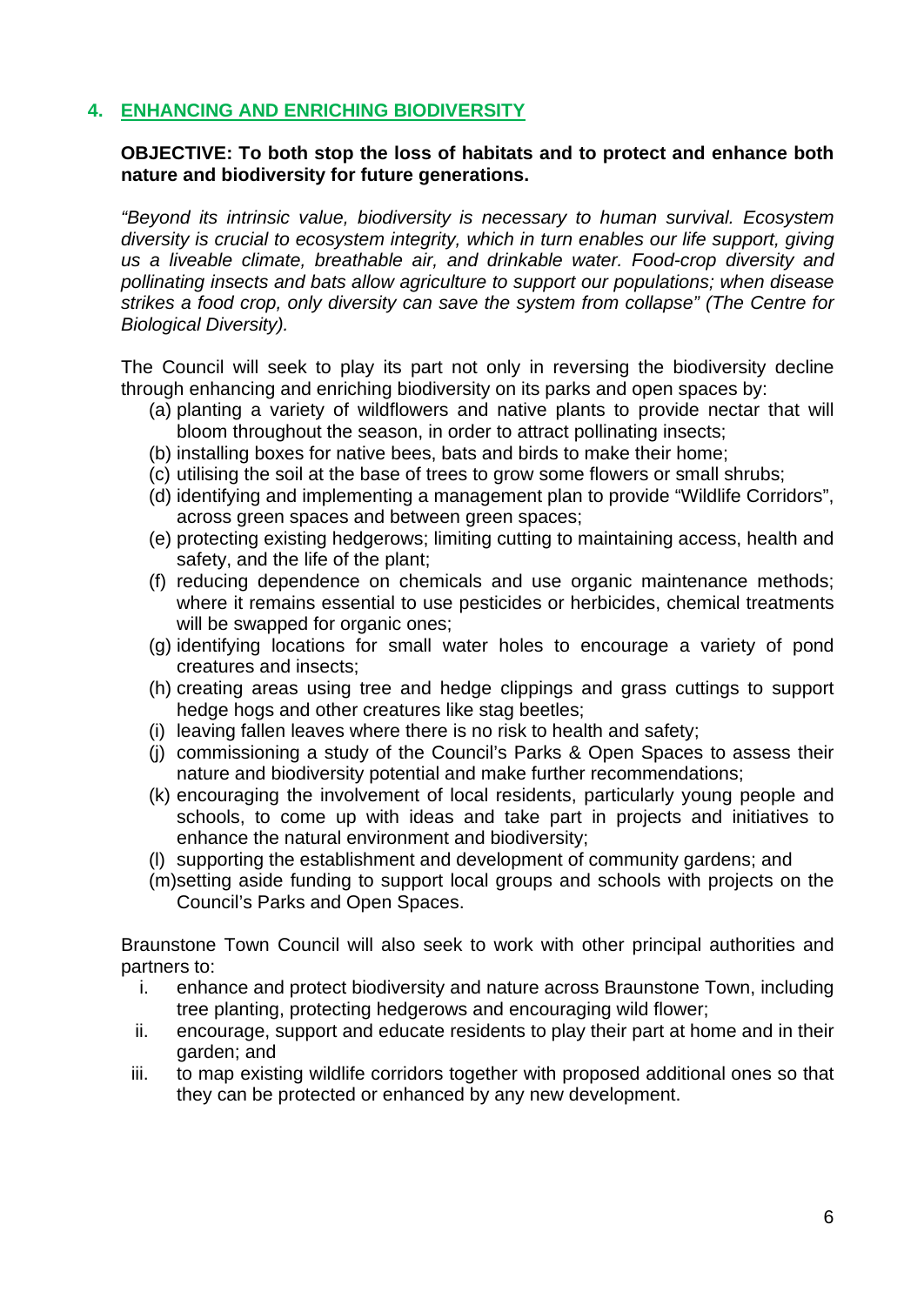## 4. ENHANCING AND ENRICHING BIODIVERSITY

**OBJECTIVE: To both stop the loss of habitats and to protect and enhance both nature and biodiversity for future generations.**

*"Beyond its intrinsic value, biodiversity is necessary to human survival. Ecosystem diversity is crucial to ecosystem integrity, which in turn enables our life support, giving us a liveable climate, breathable air, and drinkable water. Food-crop diversity and pollinating insects and bats allow agriculture to support our populations; when disease strikes a food crop, only diversity can save the system from collapse" (The Centre for Biological Diversity).*

The Council will seek to play its part not only in reversing the biodiversity decline through enhancing and enriching biodiversity on its parks and open spaces by:

(a) planting a variety of wildflowers and native plants to provide nectar that will bloom throughout the season, in order to attract pollinating insects;
(b) installing boxes for native bees, bats and birds to make their home;
(c) utilising the soil at the base of trees to grow some flowers or small shrubs;
(d) identifying and implementing a management plan to provide "Wildlife Corridors", across green spaces and between green spaces;
(e) protecting existing hedgerows; limiting cutting to maintaining access, health and safety, and the life of the plant;
(f) reducing dependence on chemicals and use organic maintenance methods; where it remains essential to use pesticides or herbicides, chemical treatments will be swapped for organic ones;
(g) identifying locations for small water holes to encourage a variety of pond creatures and insects;
(h) creating areas using tree and hedge clippings and grass cuttings to support hedge hogs and other creatures like stag beetles;
(i) leaving fallen leaves where there is no risk to health and safety;
(j) commissioning a study of the Council's Parks & Open Spaces to assess their nature and biodiversity potential and make further recommendations;
(k) encouraging the involvement of local residents, particularly young people and schools, to come up with ideas and take part in projects and initiatives to enhance the natural environment and biodiversity;
(l) supporting the establishment and development of community gardens; and
(m) setting aside funding to support local groups and schools with projects on the Council's Parks and Open Spaces.

Braunstone Town Council will also seek to work with other principal authorities and partners to:

i. enhance and protect biodiversity and nature across Braunstone Town, including tree planting, protecting hedgerows and encouraging wild flower;
ii. encourage, support and educate residents to play their part at home and in their garden; and
iii. to map existing wildlife corridors together with proposed additional ones so that they can be protected or enhanced by any new development.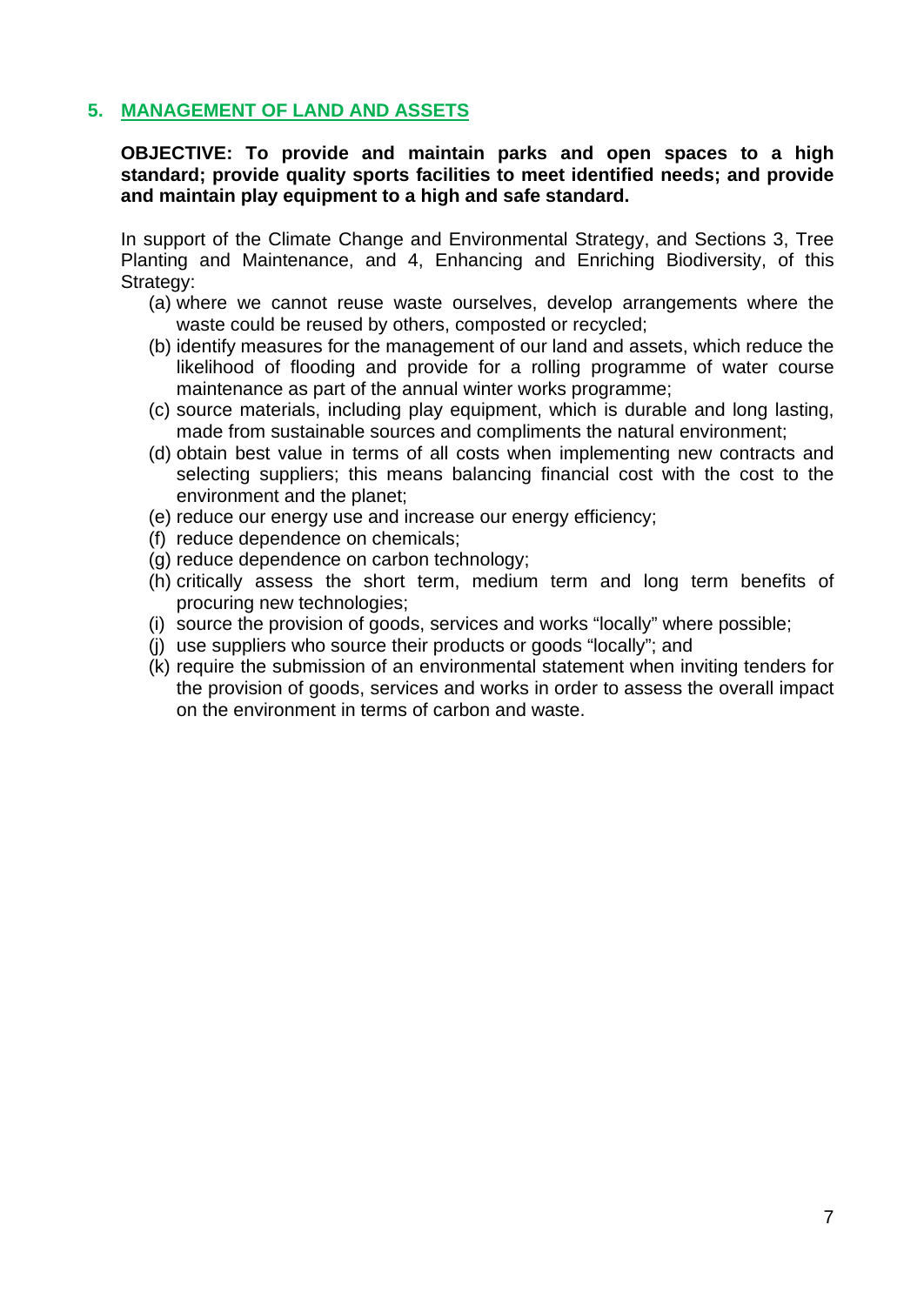## 5. MANAGEMENT OF LAND AND ASSETS

**OBJECTIVE: To provide and maintain parks and open spaces to a high standard; provide quality sports facilities to meet identified needs; and provide and maintain play equipment to a high and safe standard.**

In support of the Climate Change and Environmental Strategy, and Sections 3, Tree Planting and Maintenance, and 4, Enhancing and Enriching Biodiversity, of this Strategy:

(a) where we cannot reuse waste ourselves, develop arrangements where the waste could be reused by others, composted or recycled;

(b) identify measures for the management of our land and assets, which reduce the likelihood of flooding and provide for a rolling programme of water course maintenance as part of the annual winter works programme;

(c) source materials, including play equipment, which is durable and long lasting, made from sustainable sources and compliments the natural environment;

(d) obtain best value in terms of all costs when implementing new contracts and selecting suppliers; this means balancing financial cost with the cost to the environment and the planet;

(e) reduce our energy use and increase our energy efficiency;

(f) reduce dependence on chemicals;

(g) reduce dependence on carbon technology;

(h) critically assess the short term, medium term and long term benefits of procuring new technologies;

(i) source the provision of goods, services and works "locally" where possible;

(j) use suppliers who source their products or goods "locally"; and

(k) require the submission of an environmental statement when inviting tenders for the provision of goods, services and works in order to assess the overall impact on the environment in terms of carbon and waste.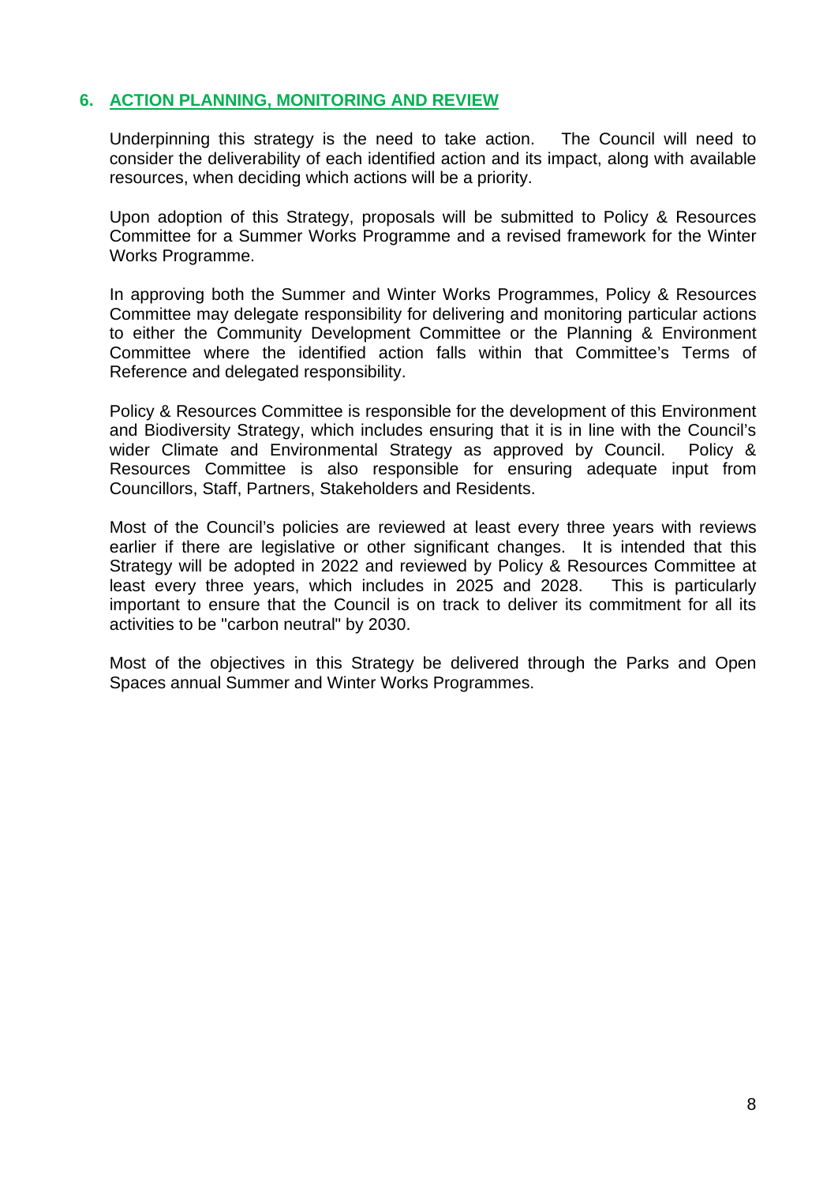## 6. ACTION PLANNING, MONITORING AND REVIEW

Underpinning this strategy is the need to take action. The Council will need to consider the deliverability of each identified action and its impact, along with available resources, when deciding which actions will be a priority.

Upon adoption of this Strategy, proposals will be submitted to Policy & Resources Committee for a Summer Works Programme and a revised framework for the Winter Works Programme.

In approving both the Summer and Winter Works Programmes, Policy & Resources Committee may delegate responsibility for delivering and monitoring particular actions to either the Community Development Committee or the Planning & Environment Committee where the identified action falls within that Committee's Terms of Reference and delegated responsibility.

Policy & Resources Committee is responsible for the development of this Environment and Biodiversity Strategy, which includes ensuring that it is in line with the Council's wider Climate and Environmental Strategy as approved by Council. Policy & Resources Committee is also responsible for ensuring adequate input from Councillors, Staff, Partners, Stakeholders and Residents.

Most of the Council's policies are reviewed at least every three years with reviews earlier if there are legislative or other significant changes. It is intended that this Strategy will be adopted in 2022 and reviewed by Policy & Resources Committee at least every three years, which includes in 2025 and 2028. This is particularly important to ensure that the Council is on track to deliver its commitment for all its activities to be "carbon neutral" by 2030.

Most of the objectives in this Strategy be delivered through the Parks and Open Spaces annual Summer and Winter Works Programmes.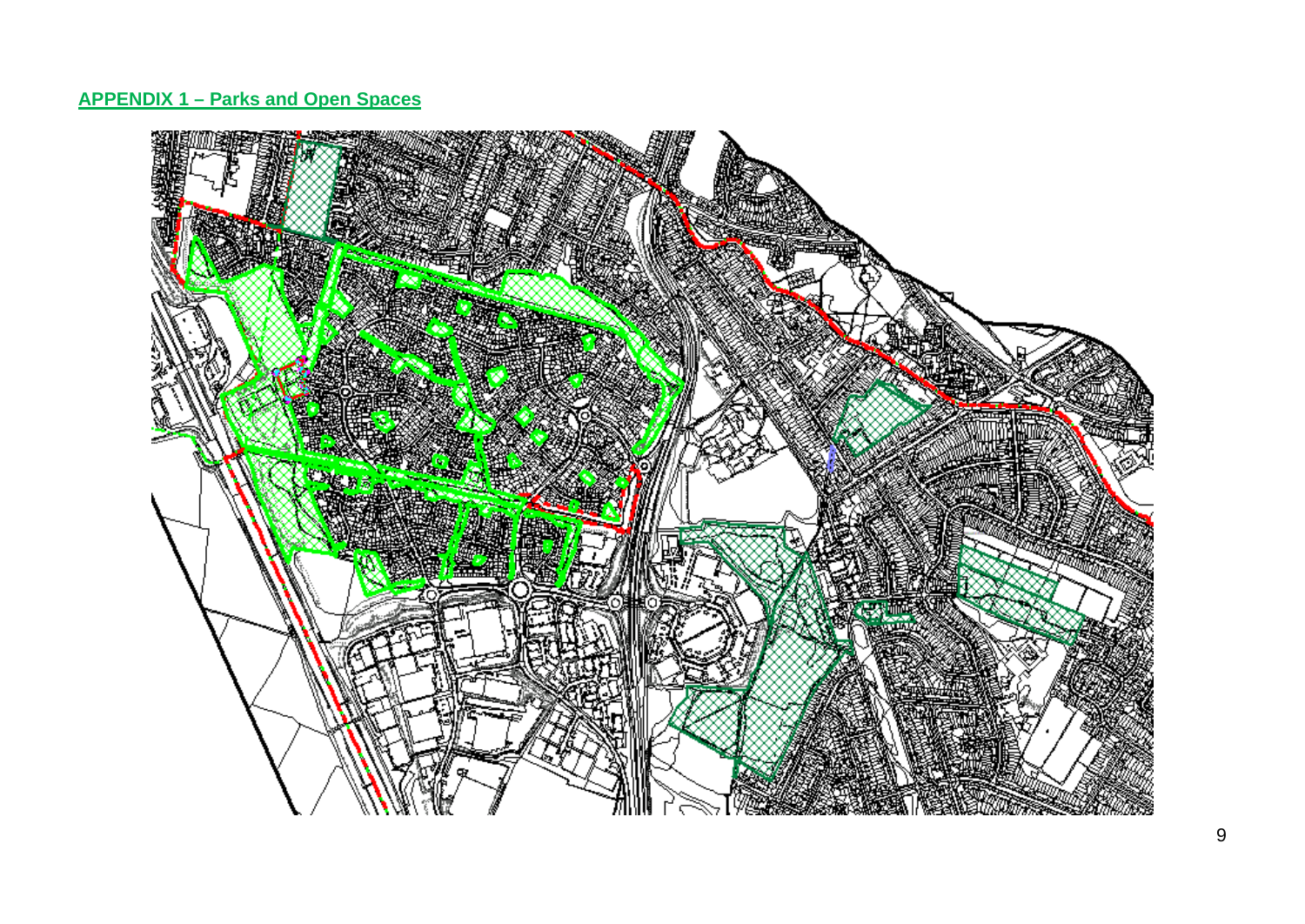## APPENDIX 1 – Parks and Open Spaces